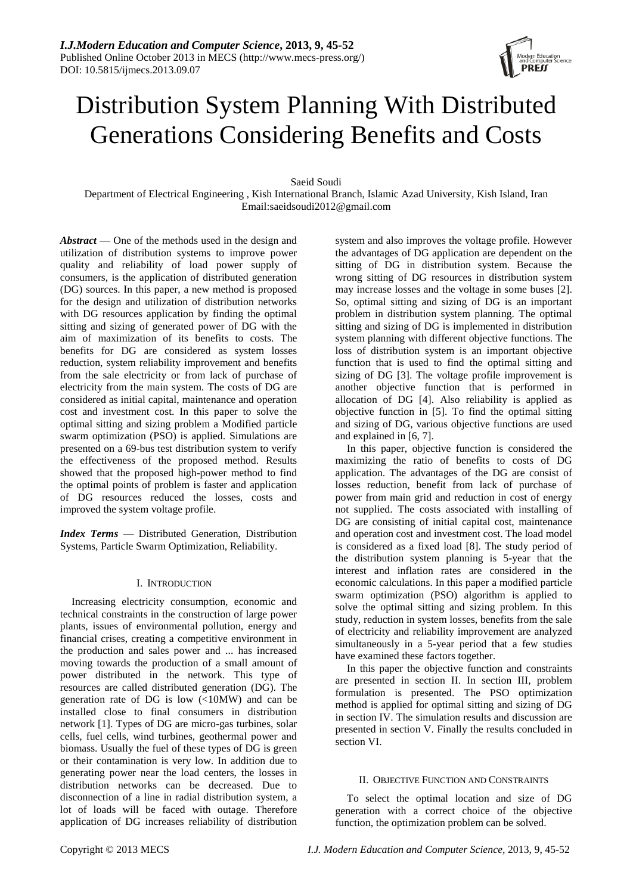# Distribution System Planning With Distributed Generations Considering Benefits and Costs

Saeid Soudi

Department of Electrical Engineering , Kish International Branch, Islamic Azad University, Kish Island, Iran
Email:saeidsoudi2012@gmail.com

***Abstract*** — One of the methods used in the design and utilization of distribution systems to improve power quality and reliability of load power supply of consumers, is the application of distributed generation (DG) sources. In this paper, a new method is proposed for the design and utilization of distribution networks with DG resources application by finding the optimal sitting and sizing of generated power of DG with the aim of maximization of its benefits to costs. The benefits for DG are considered as system losses reduction, system reliability improvement and benefits from the sale electricity or from lack of purchase of electricity from the main system. The costs of DG are considered as initial capital, maintenance and operation cost and investment cost. In this paper to solve the optimal sitting and sizing problem a Modified particle swarm optimization (PSO) is applied. Simulations are presented on a 69-bus test distribution system to verify the effectiveness of the proposed method. Results showed that the proposed high-power method to find the optimal points of problem is faster and application of DG resources reduced the losses, costs and improved the system voltage profile.

***Index Terms*** — Distributed Generation, Distribution Systems, Particle Swarm Optimization, Reliability.

## I. Introduction

Increasing electricity consumption, economic and technical constraints in the construction of large power plants, issues of environmental pollution, energy and financial crises, creating a competitive environment in the production and sales power and ... has increased moving towards the production of a small amount of power distributed in the network. This type of resources are called distributed generation (DG). The generation rate of DG is low (<10MW) and can be installed close to final consumers in distribution network [1]. Types of DG are micro-gas turbines, solar cells, fuel cells, wind turbines, geothermal power and biomass. Usually the fuel of these types of DG is green or their contamination is very low. In addition due to generating power near the load centers, the losses in distribution networks can be decreased. Due to disconnection of a line in radial distribution system, a lot of loads will be faced with outage. Therefore application of DG increases reliability of distribution system and also improves the voltage profile. However the advantages of DG application are dependent on the sitting of DG in distribution system. Because the wrong sitting of DG resources in distribution system may increase losses and the voltage in some buses [2]. So, optimal sitting and sizing of DG is an important problem in distribution system planning. The optimal sitting and sizing of DG is implemented in distribution system planning with different objective functions. The loss of distribution system is an important objective function that is used to find the optimal sitting and sizing of DG [3]. The voltage profile improvement is another objective function that is performed in allocation of DG [4]. Also reliability is applied as objective function in [5]. To find the optimal sitting and sizing of DG, various objective functions are used and explained in [6, 7].

In this paper, objective function is considered the maximizing the ratio of benefits to costs of DG application. The advantages of the DG are consist of losses reduction, benefit from lack of purchase of power from main grid and reduction in cost of energy not supplied. The costs associated with installing of DG are consisting of initial capital cost, maintenance and operation cost and investment cost. The load model is considered as a fixed load [8]. The study period of the distribution system planning is 5-year that the interest and inflation rates are considered in the economic calculations. In this paper a modified particle swarm optimization (PSO) algorithm is applied to solve the optimal sitting and sizing problem. In this study, reduction in system losses, benefits from the sale of electricity and reliability improvement are analyzed simultaneously in a 5-year period that a few studies have examined these factors together.

In this paper the objective function and constraints are presented in section II. In section III, problem formulation is presented. The PSO optimization method is applied for optimal sitting and sizing of DG in section IV. The simulation results and discussion are presented in section V. Finally the results concluded in section VI.

## II. Objective Function and Constraints

To select the optimal location and size of DG generation with a correct choice of the objective function, the optimization problem can be solved.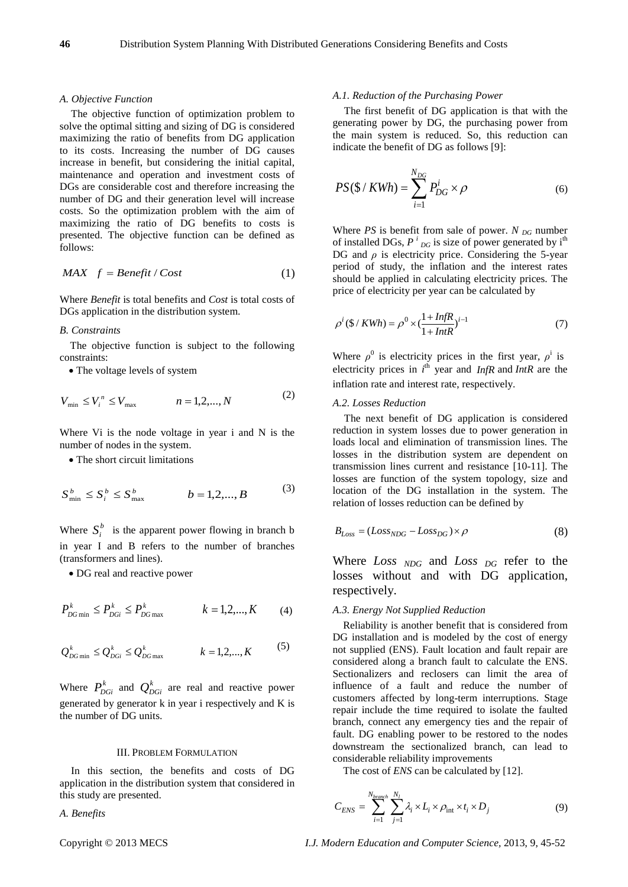### A. Objective Function

The objective function of optimization problem to solve the optimal sitting and sizing of DG is considered maximizing the ratio of benefits from DG application to its costs. Increasing the number of DG causes increase in benefit, but considering the initial capital, maintenance and operation and investment costs of DGs are considerable cost and therefore increasing the number of DG and their generation level will increase costs. So the optimization problem with the aim of maximizing the ratio of DG benefits to costs is presented. The objective function can be defined as follows:

$$MAX \quad f = Benefit / Cost \tag{1}$$

Where *Benefit* is total benefits and *Cost* is total costs of DGs application in the distribution system.

### B. Constraints

The objective function is subject to the following constraints:

- The voltage levels of system

$$V_{\min} \leq V_i^n \leq V_{\max} \qquad n = 1,2,..., N \tag{2}$$

Where Vi is the node voltage in year i and N is the number of nodes in the system.

- The short circuit limitations

$$S_{\min}^b \leq S_i^b \leq S_{\max}^b \qquad b = 1,2,..., B \tag{3}$$

Where $S_i^b$ is the apparent power flowing in branch b in year I and B refers to the number of branches (transformers and lines).

- DG real and reactive power

$$P_{DG\min}^k \leq P_{DGi}^k \leq P_{DG\max}^k \qquad k = 1,2,..., K \tag{4}$$

$$Q_{DG\min}^k \leq Q_{DGi}^k \leq Q_{DG\max}^k \qquad k = 1,2,..., K \tag{5}$$

Where $P_{DGi}^k$ and $Q_{DGi}^k$ are real and reactive power generated by generator k in year i respectively and K is the number of DG units.

## III. Problem Formulation

In this section, the benefits and costs of DG application in the distribution system that considered in this study are presented.

### A. Benefits

#### A.1. Reduction of the Purchasing Power

The first benefit of DG application is that with the generating power by DG, the purchasing power from the main system is reduced. So, this reduction can indicate the benefit of DG as follows [9]:

$$PS(\$ / KWh) = \sum_{i=1}^{N_{DG}} P_{DG}^i \times \rho \tag{6}$$

Where *PS* is benefit from sale of power. $N_{DG}$ number of installed DGs, $P^i_{DG}$ is size of power generated by i[th] DG and $\rho$ is electricity price. Considering the 5-year period of study, the inflation and the interest rates should be applied in calculating electricity prices. The price of electricity per year can be calculated by

$$\rho^i (\$ / KWh) = \rho^0 \times (\frac{1 + InfR}{1 + IntR})^{i-1} \tag{7}$$

Where $\rho^0$ is electricity prices in the first year, $\rho^i$ is electricity prices in $i^{th}$ year and *InfR* and *IntR* are the inflation rate and interest rate, respectively.

#### A.2. Losses Reduction

The next benefit of DG application is considered reduction in system losses due to power generation in loads local and elimination of transmission lines. The losses in the distribution system are dependent on transmission lines current and resistance [10-11]. The losses are function of the system topology, size and location of the DG installation in the system. The relation of losses reduction can be defined by

$$B_{Loss} = (Loss_{NDG} - Loss_{DG}) \times \rho \tag{8}$$

Where $Loss_{NDG}$ and $Loss_{DG}$ refer to the losses without and with DG application, respectively.

#### A.3. Energy Not Supplied Reduction

Reliability is another benefit that is considered from DG installation and is modeled by the cost of energy not supplied (ENS). Fault location and fault repair are considered along a branch fault to calculate the ENS. Sectionalizers and reclosers can limit the area of influence of a fault and reduce the number of customers affected by long-term interruptions. Stage repair include the time required to isolate the faulted branch, connect any emergency ties and the repair of fault. DG enabling power to be restored to the nodes downstream the sectionalized branch, can lead to considerable reliability improvements

The cost of *ENS* can be calculated by [12].

$$C_{ENS} = \sum_{i=1}^{N_{branch}} \sum_{j=1}^{N_l} \lambda_i \times L_i \times \rho_{\text{int}} \times t_i \times D_j \tag{9}$$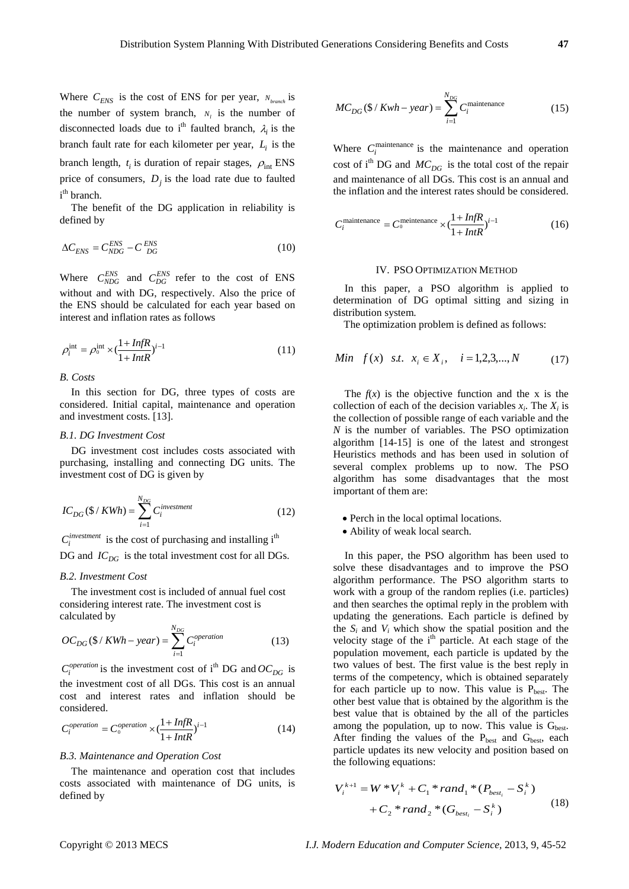Where $C_{ENS}$ is the cost of ENS for per year, $N_{branch}$ is the number of system branch, $N_i$ is the number of disconnected loads due to i[th] faulted branch, $\lambda_i$ is the branch fault rate for each kilometer per year, $L_i$ is the branch length, $t_i$ is duration of repair stages, $\rho_{\text{int}}$ ENS price of consumers, $D_j$ is the load rate due to faulted i[th] branch.

The benefit of the DG application in reliability is defined by

$$\Delta C_{ENS} = C_{NDG}^{ENS} - C_{DG}^{ENS} \tag{10}$$

Where $C_{NDG}^{ENS}$ and $C_{DG}^{ENS}$ refer to the cost of ENS without and with DG, respectively. Also the price of the ENS should be calculated for each year based on interest and inflation rates as follows

$$\rho_i^{\text{int}} = \rho_0^{\text{int}} \times \left(\frac{1+InfR}{1+IntR}\right)^{i-1} \tag{11}$$

*B. Costs*

In this section for DG, three types of costs are considered. Initial capital, maintenance and operation and investment costs. [13].

*B.1. DG Investment Cost*

DG investment cost includes costs associated with purchasing, installing and connecting DG units. The investment cost of DG is given by

$$IC_{DG}(\$/KWh) = \sum_{i=1}^{N_{DG}} C_i^{investment} \tag{12}$$

$C_i^{investment}$ is the cost of purchasing and installing i[th] DG and $IC_{DG}$ is the total investment cost for all DGs.

*B.2. Investment Cost*

The investment cost is included of annual fuel cost considering interest rate. The investment cost is calculated by

$$OC_{DG}(\$/KWh-year) = \sum_{i=1}^{N_{DG}} C_i^{operation} \tag{13}$$

$C_i^{operation}$ is the investment cost of i[th] DG and $OC_{DG}$ is the investment cost of all DGs. This cost is an annual cost and interest rates and inflation should be considered.

$$C_i^{operation} = C_0^{operation} \times \left(\frac{1+InfR}{1+IntR}\right)^{i-1} \tag{14}$$

*B.3. Maintenance and Operation Cost*

The maintenance and operation cost that includes costs associated with maintenance of DG units, is defined by

$$MC_{DG}(\$/Kwh-year) = \sum_{i=1}^{N_{DG}} C_i^{\text{maintenance}} \tag{15}$$

Where $C_i^{\text{maintenance}}$ is the maintenance and operation cost of i[th] DG and $MC_{DG}$ is the total cost of the repair and maintenance of all DGs. This cost is an annual and the inflation and the interest rates should be considered.

$$C_i^{\text{maintenance}} = C_0^{\text{meintenance}} \times \left(\frac{1+InfR}{1+IntR}\right)^{i-1} \tag{16}$$

## IV. PSO Optimization Method

In this paper, a PSO algorithm is applied to determination of DG optimal sitting and sizing in distribution system.

The optimization problem is defined as follows:

$$Min \quad f(x) \quad s.t. \quad x_i \in X_i, \quad i = 1,2,3,...,N \tag{17}$$

The $f(x)$ is the objective function and the x is the collection of each of the decision variables $x_i$. The $X_i$ is the collection of possible range of each variable and the $N$ is the number of variables. The PSO optimization algorithm [14-15] is one of the latest and strongest Heuristics methods and has been used in solution of several complex problems up to now. The PSO algorithm has some disadvantages that the most important of them are:

- Perch in the local optimal locations.
- Ability of weak local search.

In this paper, the PSO algorithm has been used to solve these disadvantages and to improve the PSO algorithm performance. The PSO algorithm starts to work with a group of the random replies (i.e. particles) and then searches the optimal reply in the problem with updating the generations. Each particle is defined by the $S_i$ and $V_i$ which show the spatial position and the velocity stage of the i[th] particle. At each stage of the population movement, each particle is updated by the two values of best. The first value is the best reply in terms of the competency, which is obtained separately for each particle up to now. This value is $P_{best}$. The other best value that is obtained by the algorithm is the best value that is obtained by the all of the particles among the population, up to now. This value is $G_{best}$. After finding the values of the $P_{best}$ and $G_{best}$, each particle updates its new velocity and position based on the following equations:

$$\begin{aligned} V_i^{k+1} &= W * V_i^k + C_1 * rand_1 * (P_{best_i} - S_i^k) \\ &+ C_2 * rand_2 * (G_{best_i} - S_i^k) \end{aligned} \tag{18}$$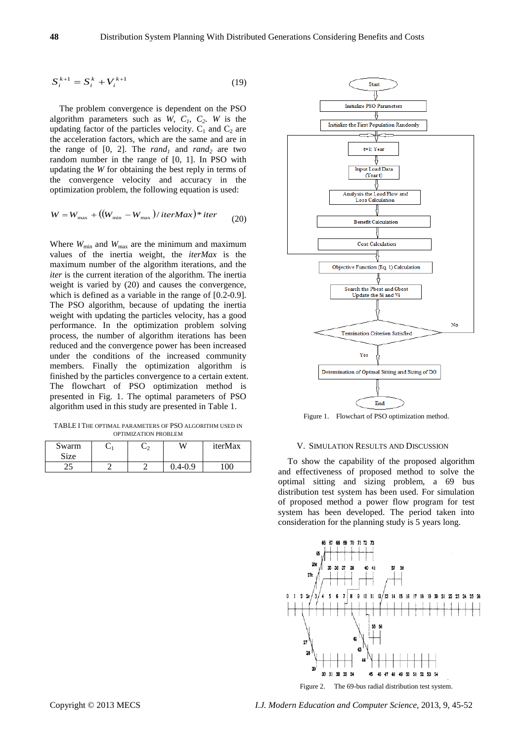$$S_i^{k+1} = S_i^k + V_i^{k+1} \tag{19}$$

The problem convergence is dependent on the PSO algorithm parameters such as $W$, $C_1$, $C_2$. $W$ is the updating factor of the particles velocity. $C_1$ and $C_2$ are the acceleration factors, which are the same and are in the range of [0, 2]. The $rand_1$ and $rand_2$ are two random number in the range of [0, 1]. In PSO with updating the $W$ for obtaining the best reply in terms of the convergence velocity and accuracy in the optimization problem, the following equation is used:

$$W = W_{\max} + ((W_{\min} - W_{\max}) / iterMax) * iter \tag{20}$$

Where $W_{\min}$ and $W_{\max}$ are the minimum and maximum values of the inertia weight, the $iterMax$ is the maximum number of the algorithm iterations, and the $iter$ is the current iteration of the algorithm. The inertia weight is varied by (20) and causes the convergence, which is defined as a variable in the range of [0.2-0.9]. The PSO algorithm, because of updating the inertia weight with updating the particles velocity, has a good performance. In the optimization problem solving process, the number of algorithm iterations has been reduced and the convergence power has been increased under the conditions of the increased community members. Finally the optimization algorithm is finished by the particles convergence to a certain extent. The flowchart of PSO optimization method is presented in Fig. 1. The optimal parameters of PSO algorithm used in this study are presented in Table 1.

TABLE I THE OPTIMAL PARAMETERS OF PSO ALGORITHM USED IN OPTIMIZATION PROBLEM

| Swarm Size | $C_1$ | $C_2$ | W | iterMax |
|---|---|---|---|---|
| 25 | 2 | 2 | 0.4-0.9 | 100 |

Figure 1. Flowchart of PSO optimization method.

## V. SIMULATION RESULTS AND DISCUSSION

To show the capability of the proposed algorithm and effectiveness of proposed method to solve the optimal sitting and sizing problem, a 69 bus distribution test system has been used. For simulation of proposed method a power flow program for test system has been developed. The period taken into consideration for the planning study is 5 years long.

Figure 2. The 69-bus radial distribution test system.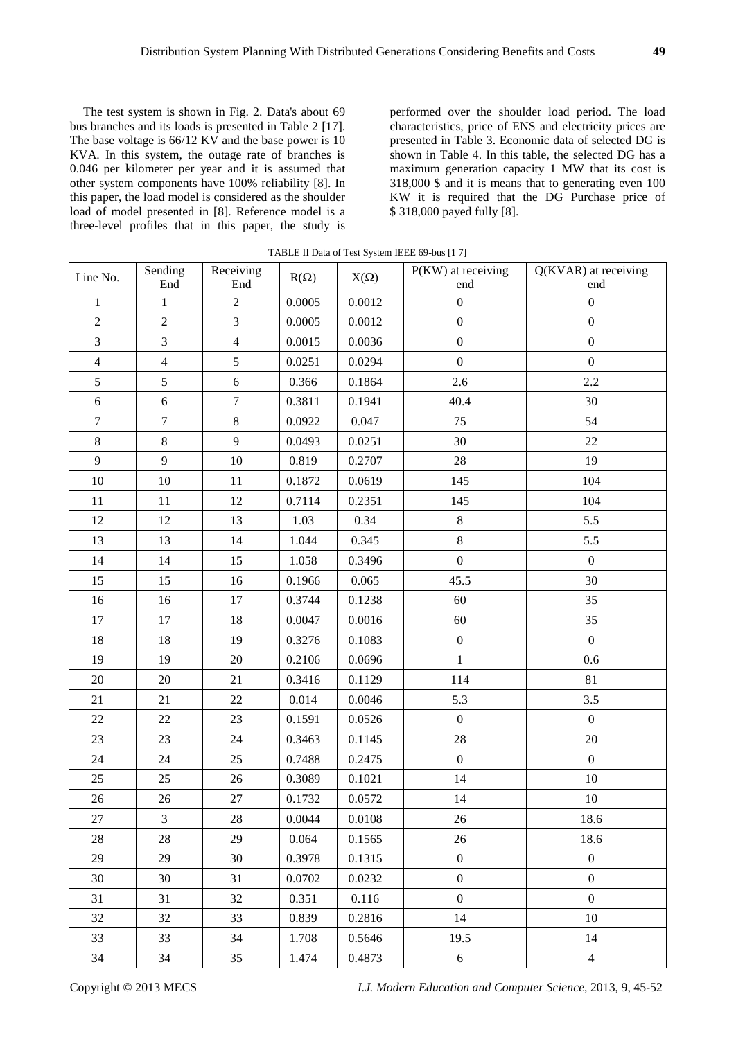The test system is shown in Fig. 2. Data's about 69 bus branches and its loads is presented in Table 2 [17]. The base voltage is 66/12 KV and the base power is 10 KVA. In this system, the outage rate of branches is 0.046 per kilometer per year and it is assumed that other system components have 100% reliability [8]. In this paper, the load model is considered as the shoulder load of model presented in [8]. Reference model is a three-level profiles that in this paper, the study is performed over the shoulder load period. The load characteristics, price of ENS and electricity prices are presented in Table 3. Economic data of selected DG is shown in Table 4. In this table, the selected DG has a maximum generation capacity 1 MW that its cost is 318,000 $ and it is means that to generating even 100 KW it is required that the DG Purchase price of $ 318,000 payed fully [8].

TABLE II Data of Test System IEEE 69-bus [1 7]

| Line No. | Sending End | Receiving End | R(Ω) | X(Ω) | P(KW) at receiving end | Q(KVAR) at receiving end |
|---|---|---|---|---|---|---|
| 1 | 1 | 2 | 0.0005 | 0.0012 | 0 | 0 |
| 2 | 2 | 3 | 0.0005 | 0.0012 | 0 | 0 |
| 3 | 3 | 4 | 0.0015 | 0.0036 | 0 | 0 |
| 4 | 4 | 5 | 0.0251 | 0.0294 | 0 | 0 |
| 5 | 5 | 6 | 0.366 | 0.1864 | 2.6 | 2.2 |
| 6 | 6 | 7 | 0.3811 | 0.1941 | 40.4 | 30 |
| 7 | 7 | 8 | 0.0922 | 0.047 | 75 | 54 |
| 8 | 8 | 9 | 0.0493 | 0.0251 | 30 | 22 |
| 9 | 9 | 10 | 0.819 | 0.2707 | 28 | 19 |
| 10 | 10 | 11 | 0.1872 | 0.0619 | 145 | 104 |
| 11 | 11 | 12 | 0.7114 | 0.2351 | 145 | 104 |
| 12 | 12 | 13 | 1.03 | 0.34 | 8 | 5.5 |
| 13 | 13 | 14 | 1.044 | 0.345 | 8 | 5.5 |
| 14 | 14 | 15 | 1.058 | 0.3496 | 0 | 0 |
| 15 | 15 | 16 | 0.1966 | 0.065 | 45.5 | 30 |
| 16 | 16 | 17 | 0.3744 | 0.1238 | 60 | 35 |
| 17 | 17 | 18 | 0.0047 | 0.0016 | 60 | 35 |
| 18 | 18 | 19 | 0.3276 | 0.1083 | 0 | 0 |
| 19 | 19 | 20 | 0.2106 | 0.0696 | 1 | 0.6 |
| 20 | 20 | 21 | 0.3416 | 0.1129 | 114 | 81 |
| 21 | 21 | 22 | 0.014 | 0.0046 | 5.3 | 3.5 |
| 22 | 22 | 23 | 0.1591 | 0.0526 | 0 | 0 |
| 23 | 23 | 24 | 0.3463 | 0.1145 | 28 | 20 |
| 24 | 24 | 25 | 0.7488 | 0.2475 | 0 | 0 |
| 25 | 25 | 26 | 0.3089 | 0.1021 | 14 | 10 |
| 26 | 26 | 27 | 0.1732 | 0.0572 | 14 | 10 |
| 27 | 3 | 28 | 0.0044 | 0.0108 | 26 | 18.6 |
| 28 | 28 | 29 | 0.064 | 0.1565 | 26 | 18.6 |
| 29 | 29 | 30 | 0.3978 | 0.1315 | 0 | 0 |
| 30 | 30 | 31 | 0.0702 | 0.0232 | 0 | 0 |
| 31 | 31 | 32 | 0.351 | 0.116 | 0 | 0 |
| 32 | 32 | 33 | 0.839 | 0.2816 | 14 | 10 |
| 33 | 33 | 34 | 1.708 | 0.5646 | 19.5 | 14 |
| 34 | 34 | 35 | 1.474 | 0.4873 | 6 | 4 |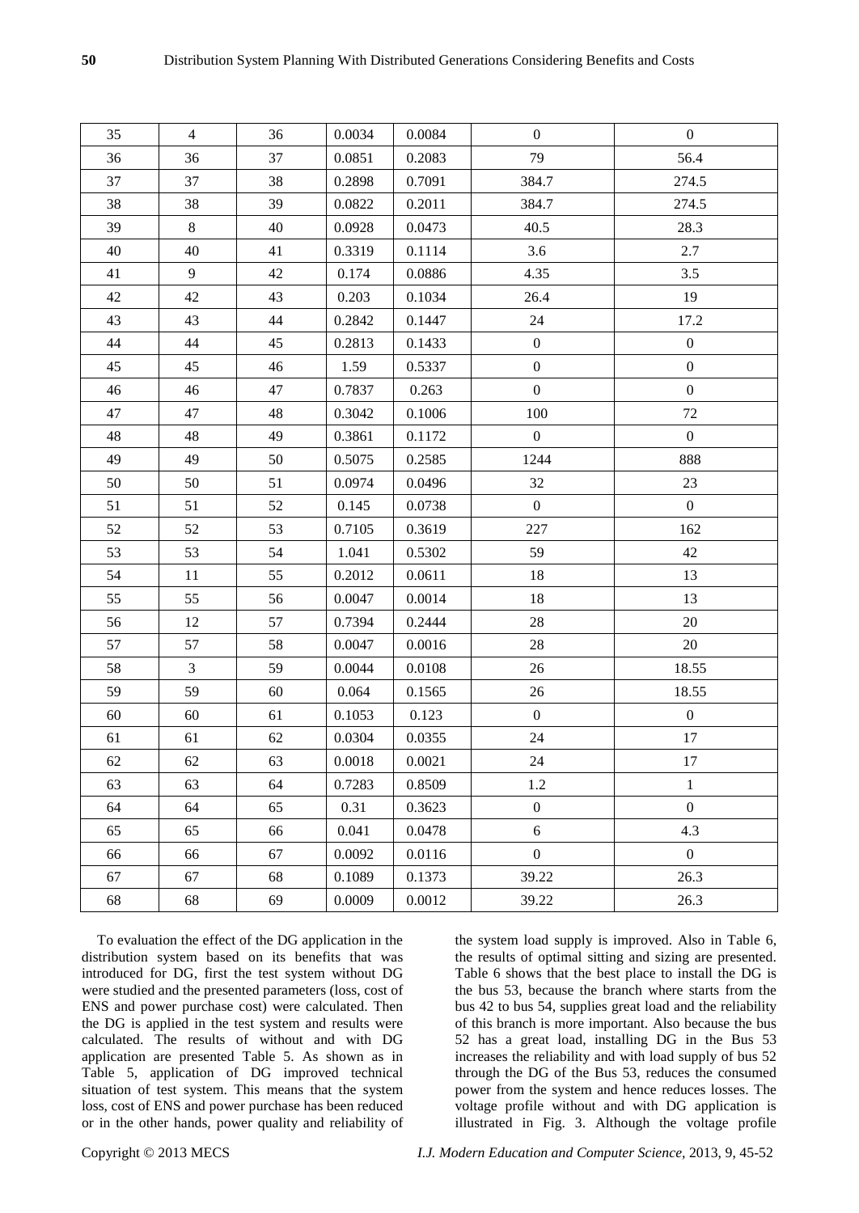| 35 | 4 | 36 | 0.0034 | 0.0084 | 0 | 0 |
|---|---|---|---|---|---|---|
| 36 | 36 | 37 | 0.0851 | 0.2083 | 79 | 56.4 |
| 37 | 37 | 38 | 0.2898 | 0.7091 | 384.7 | 274.5 |
| 38 | 38 | 39 | 0.0822 | 0.2011 | 384.7 | 274.5 |
| 39 | 8 | 40 | 0.0928 | 0.0473 | 40.5 | 28.3 |
| 40 | 40 | 41 | 0.3319 | 0.1114 | 3.6 | 2.7 |
| 41 | 9 | 42 | 0.174 | 0.0886 | 4.35 | 3.5 |
| 42 | 42 | 43 | 0.203 | 0.1034 | 26.4 | 19 |
| 43 | 43 | 44 | 0.2842 | 0.1447 | 24 | 17.2 |
| 44 | 44 | 45 | 0.2813 | 0.1433 | 0 | 0 |
| 45 | 45 | 46 | 1.59 | 0.5337 | 0 | 0 |
| 46 | 46 | 47 | 0.7837 | 0.263 | 0 | 0 |
| 47 | 47 | 48 | 0.3042 | 0.1006 | 100 | 72 |
| 48 | 48 | 49 | 0.3861 | 0.1172 | 0 | 0 |
| 49 | 49 | 50 | 0.5075 | 0.2585 | 1244 | 888 |
| 50 | 50 | 51 | 0.0974 | 0.0496 | 32 | 23 |
| 51 | 51 | 52 | 0.145 | 0.0738 | 0 | 0 |
| 52 | 52 | 53 | 0.7105 | 0.3619 | 227 | 162 |
| 53 | 53 | 54 | 1.041 | 0.5302 | 59 | 42 |
| 54 | 11 | 55 | 0.2012 | 0.0611 | 18 | 13 |
| 55 | 55 | 56 | 0.0047 | 0.0014 | 18 | 13 |
| 56 | 12 | 57 | 0.7394 | 0.2444 | 28 | 20 |
| 57 | 57 | 58 | 0.0047 | 0.0016 | 28 | 20 |
| 58 | 3 | 59 | 0.0044 | 0.0108 | 26 | 18.55 |
| 59 | 59 | 60 | 0.064 | 0.1565 | 26 | 18.55 |
| 60 | 60 | 61 | 0.1053 | 0.123 | 0 | 0 |
| 61 | 61 | 62 | 0.0304 | 0.0355 | 24 | 17 |
| 62 | 62 | 63 | 0.0018 | 0.0021 | 24 | 17 |
| 63 | 63 | 64 | 0.7283 | 0.8509 | 1.2 | 1 |
| 64 | 64 | 65 | 0.31 | 0.3623 | 0 | 0 |
| 65 | 65 | 66 | 0.041 | 0.0478 | 6 | 4.3 |
| 66 | 66 | 67 | 0.0092 | 0.0116 | 0 | 0 |
| 67 | 67 | 68 | 0.1089 | 0.1373 | 39.22 | 26.3 |
| 68 | 68 | 69 | 0.0009 | 0.0012 | 39.22 | 26.3 |

To evaluation the effect of the DG application in the distribution system based on its benefits that was introduced for DG, first the test system without DG were studied and the presented parameters (loss, cost of ENS and power purchase cost) were calculated. Then the DG is applied in the test system and results were calculated. The results of without and with DG application are presented Table 5. As shown as in Table 5, application of DG improved technical situation of test system. This means that the system loss, cost of ENS and power purchase has been reduced or in the other hands, power quality and reliability of the system load supply is improved. Also in Table 6, the results of optimal sitting and sizing are presented. Table 6 shows that the best place to install the DG is the bus 53, because the branch where starts from the bus 42 to bus 54, supplies great load and the reliability of this branch is more important. Also because the bus 52 has a great load, installing DG in the Bus 53 increases the reliability and with load supply of bus 52 through the DG of the Bus 53, reduces the consumed power from the system and hence reduces losses. The voltage profile without and with DG application is illustrated in Fig. 3. Although the voltage profile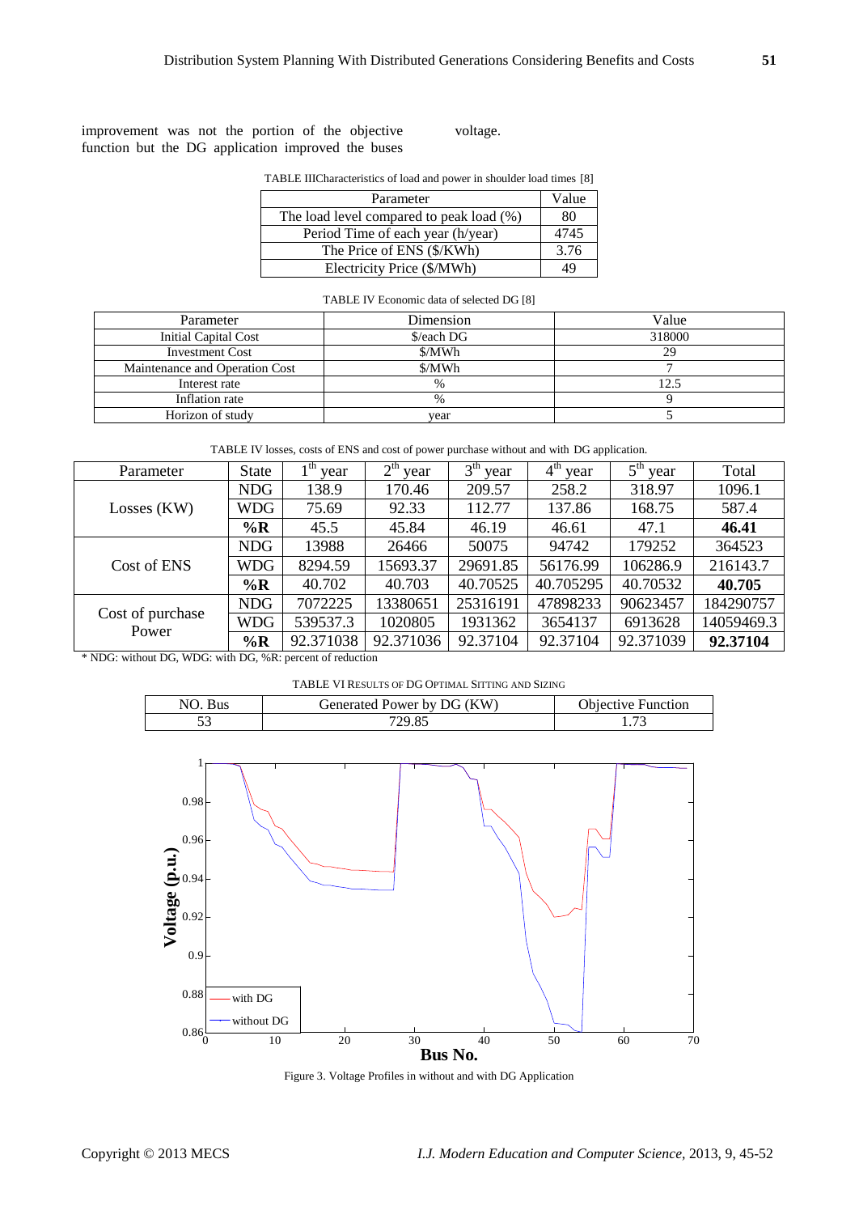improvement was not the portion of the objective function but the DG application improved the buses voltage.

TABLE IIICharacteristics of load and power in shoulder load times [8]

| Parameter | Value |
|---|---|
| The load level compared to peak load (%) | 80 |
| Period Time of each year (h/year) | 4745 |
| The Price of ENS ($/KWh) | 3.76 |
| Electricity Price ($/MWh) | 49 |

TABLE IV Economic data of selected DG [8]

| Parameter | Dimension | Value |
|---|---|---|
| Initial Capital Cost | $/each DG | 318000 |
| Investment Cost | $/MWh | 29 |
| Maintenance and Operation Cost | $/MWh | 7 |
| Interest rate | % | 12.5 |
| Inflation rate | % | 9 |
| Horizon of study | year | 5 |

TABLE IV losses, costs of ENS and cost of power purchase without and with DG application.

| Parameter | State | 1th year | 2th year | 3th year | 4th year | 5th year | Total |
|---|---|---|---|---|---|---|---|
| Losses (KW) | NDG | 138.9 | 170.46 | 209.57 | 258.2 | 318.97 | 1096.1 |
| | WDG | 75.69 | 92.33 | 112.77 | 137.86 | 168.75 | 587.4 |
| | **%R** | 45.5 | 45.84 | 46.19 | 46.61 | 47.1 | **46.41** |
| Cost of ENS | NDG | 13988 | 26466 | 50075 | 94742 | 179252 | 364523 |
| | WDG | 8294.59 | 15693.37 | 29691.85 | 56176.99 | 106286.9 | 216143.7 |
| | **%R** | 40.702 | 40.703 | 40.70525 | 40.705295 | 40.70532 | **40.705** |
| Cost of purchase Power | NDG | 7072225 | 13380651 | 25316191 | 47898233 | 90623457 | 184290757 |
| | WDG | 539537.3 | 1020805 | 1931362 | 3654137 | 6913628 | 14059469.3 |
| | **%R** | 92.371038 | 92.371036 | 92.37104 | 92.37104 | 92.371039 | **92.37104** |

* NDG: without DG, WDG: with DG, %R: percent of reduction

TABLE VI RESULTS OF DG OPTIMAL SITTING AND SIZING

| NO. Bus | Generated Power by DG (KW) | Objective Function |
|---|---|---|
| 53 | 729.85 | 1.73 |

Figure 3. Voltage Profiles in without and with DG Application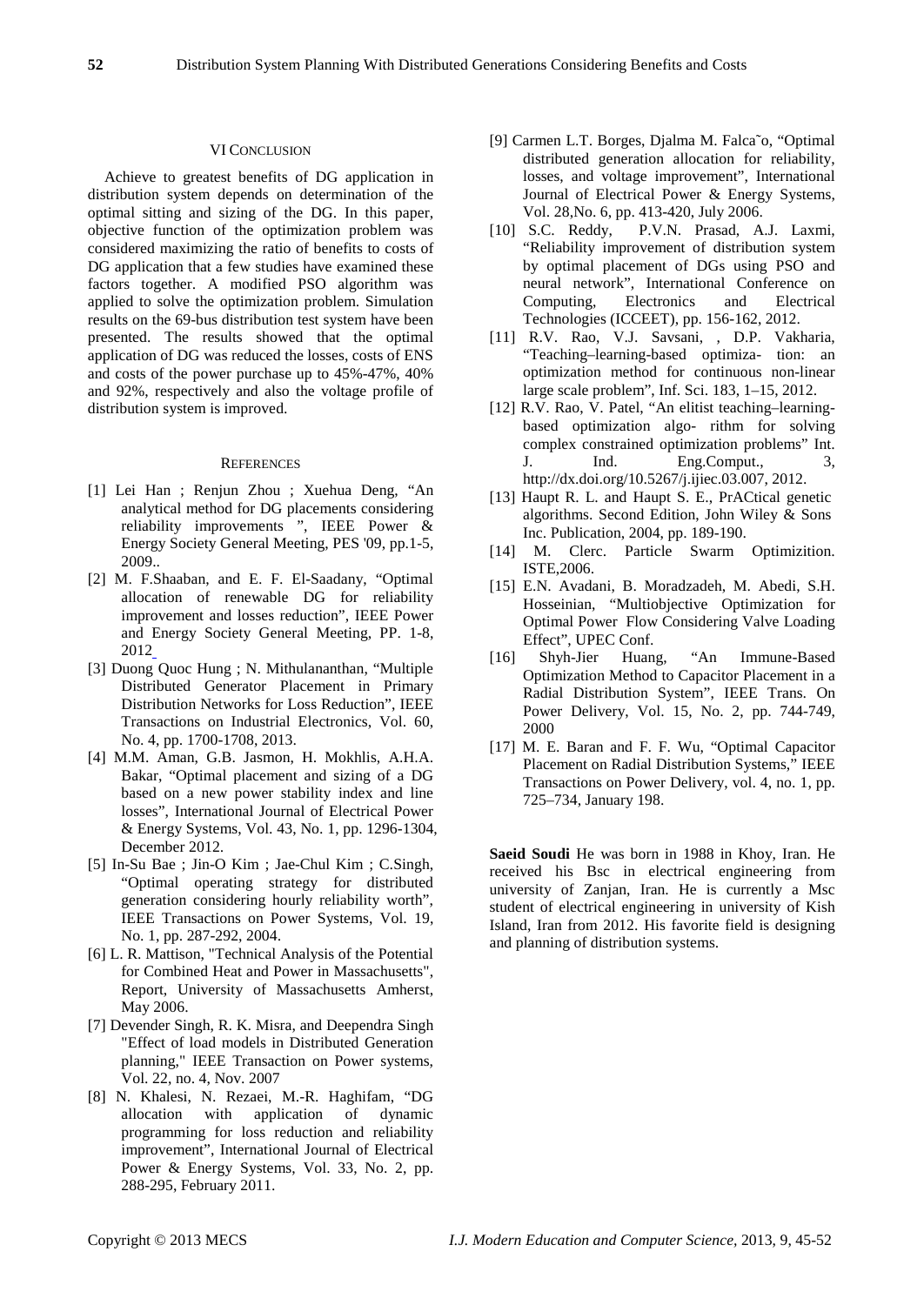## VI CONCLUSION

Achieve to greatest benefits of DG application in distribution system depends on determination of the optimal sitting and sizing of the DG. In this paper, objective function of the optimization problem was considered maximizing the ratio of benefits to costs of DG application that a few studies have examined these factors together. A modified PSO algorithm was applied to solve the optimization problem. Simulation results on the 69-bus distribution test system have been presented. The results showed that the optimal application of DG was reduced the losses, costs of ENS and costs of the power purchase up to 45%-47%, 40% and 92%, respectively and also the voltage profile of distribution system is improved.

## REFERENCES

[1] Lei Han ; Renjun Zhou ; Xuehua Deng, "An analytical method for DG placements considering reliability improvements ", IEEE Power & Energy Society General Meeting, PES '09, pp.1-5, 2009..

[2] M. F.Shaaban, and E. F. El-Saadany, "Optimal allocation of renewable DG for reliability improvement and losses reduction", IEEE Power and Energy Society General Meeting, PP. 1-8, 2012

[3] Duong Quoc Hung ; N. Mithulananthan, "Multiple Distributed Generator Placement in Primary Distribution Networks for Loss Reduction", IEEE Transactions on Industrial Electronics, Vol. 60, No. 4, pp. 1700-1708, 2013.

[4] M.M. Aman, G.B. Jasmon, H. Mokhlis, A.H.A. Bakar, "Optimal placement and sizing of a DG based on a new power stability index and line losses", International Journal of Electrical Power & Energy Systems, Vol. 43, No. 1, pp. 1296-1304, December 2012.

[5] In-Su Bae ; Jin-O Kim ; Jae-Chul Kim ; C.Singh, "Optimal operating strategy for distributed generation considering hourly reliability worth", IEEE Transactions on Power Systems, Vol. 19, No. 1, pp. 287-292, 2004.

[6] L. R. Mattison, "Technical Analysis of the Potential for Combined Heat and Power in Massachusetts", Report, University of Massachusetts Amherst, May 2006.

[7] Devender Singh, R. K. Misra, and Deependra Singh "Effect of load models in Distributed Generation planning," IEEE Transaction on Power systems, Vol. 22, no. 4, Nov. 2007

[8] N. Khalesi, N. Rezaei, M.-R. Haghifam, "DG allocation with application of dynamic programming for loss reduction and reliability improvement", International Journal of Electrical Power & Energy Systems, Vol. 33, No. 2, pp. 288-295, February 2011.

[9] Carmen L.T. Borges, Djalma M. Falca˜o, "Optimal distributed generation allocation for reliability, losses, and voltage improvement", International Journal of Electrical Power & Energy Systems, Vol. 28,No. 6, pp. 413-420, July 2006.

[10] S.C. Reddy, P.V.N. Prasad, A.J. Laxmi, "Reliability improvement of distribution system by optimal placement of DGs using PSO and neural network", International Conference on Computing, Electronics and Electrical Technologies (ICCEET), pp. 156-162, 2012.

[11] R.V. Rao, V.J. Savsani, , D.P. Vakharia, "Teaching–learning-based optimiza- tion: an optimization method for continuous non-linear large scale problem", Inf. Sci. 183, 1–15, 2012.

[12] R.V. Rao, V. Patel, "An elitist teaching–learning-based optimization algo- rithm for solving complex constrained optimization problems" Int. J. Ind. Eng.Comput., 3, http://dx.doi.org/10.5267/j.ijiec.03.007, 2012.

[13] Haupt R. L. and Haupt S. E., PrACtical genetic algorithms. Second Edition, John Wiley & Sons Inc. Publication, 2004, pp. 189-190.

[14] M. Clerc. Particle Swarm Optimizition. ISTE,2006.

[15] E.N. Avadani, B. Moradzadeh, M. Abedi, S.H. Hosseinian, "Multiobjective Optimization for Optimal Power Flow Considering Valve Loading Effect", UPEC Conf.

[16] Shyh-Jier Huang, "An Immune-Based Optimization Method to Capacitor Placement in a Radial Distribution System", IEEE Trans. On Power Delivery, Vol. 15, No. 2, pp. 744-749, 2000

[17] M. E. Baran and F. F. Wu, "Optimal Capacitor Placement on Radial Distribution Systems," IEEE Transactions on Power Delivery, vol. 4, no. 1, pp. 725–734, January 198.

**Saeid Soudi** He was born in 1988 in Khoy, Iran. He received his Bsc in electrical engineering from university of Zanjan, Iran. He is currently a Msc student of electrical engineering in university of Kish Island, Iran from 2012. His favorite field is designing and planning of distribution systems.